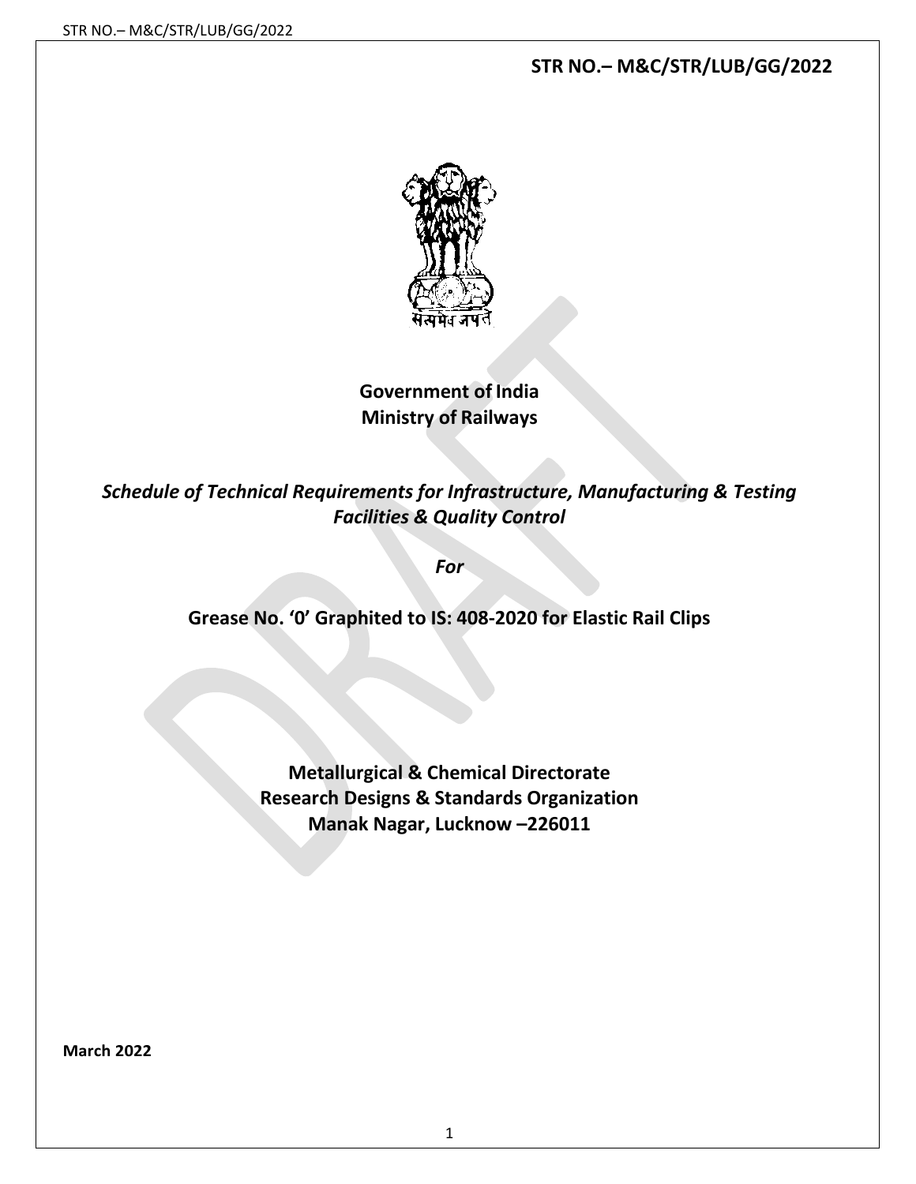**STR NO.– M&C/STR/LUB/GG/2022**

सत्यमेव जयते

**Government of India**
**Ministry of Railways**

***Schedule of Technical Requirements for Infrastructure, Manufacturing & Testing Facilities & Quality Control***

***For***

**Grease No. '0' Graphited to IS: 408-2020 for Elastic Rail Clips**

**Metallurgical & Chemical Directorate**
**Research Designs & Standards Organization**
**Manak Nagar, Lucknow –226011**

**March 2022**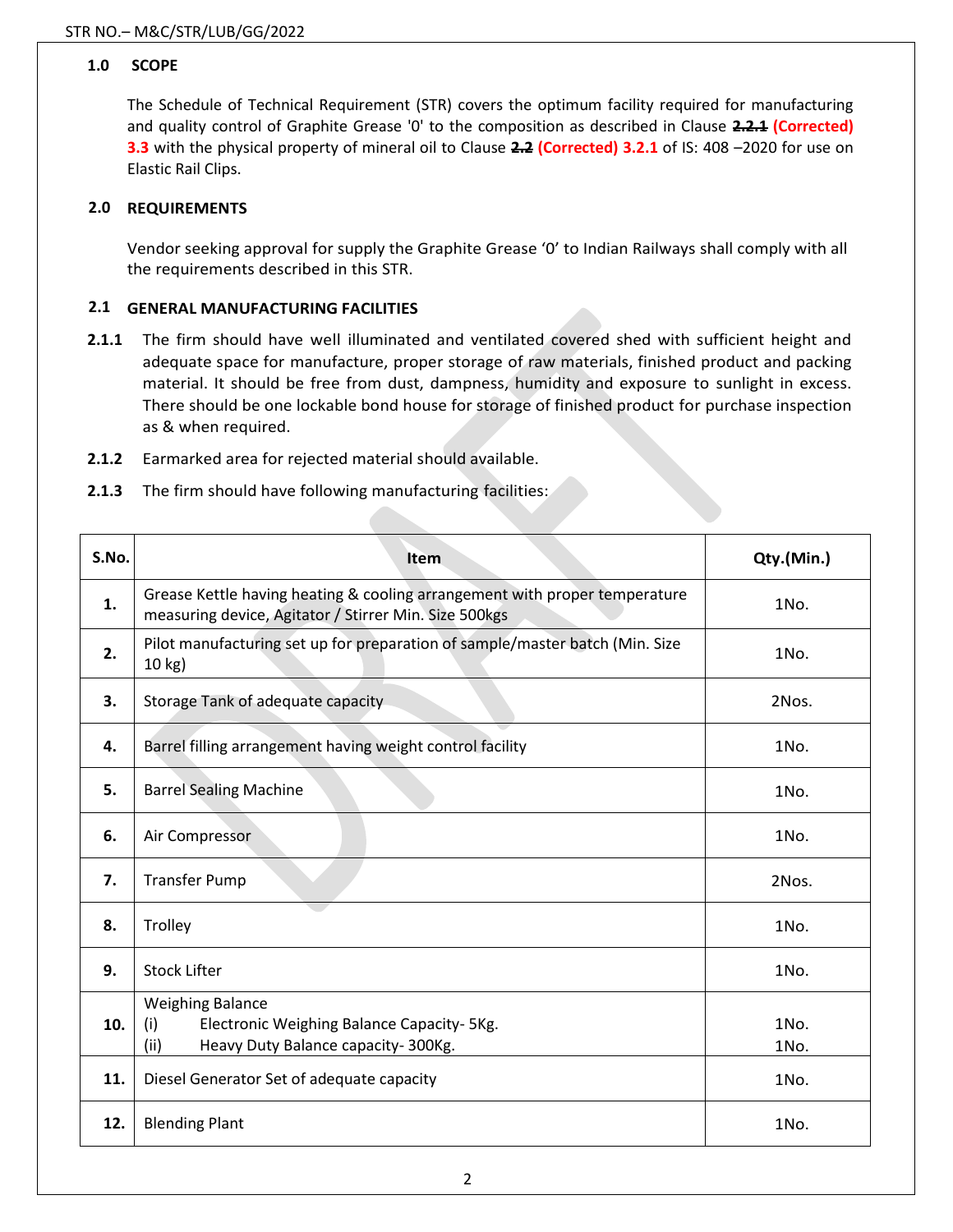## 1.0 SCOPE

The Schedule of Technical Requirement (STR) covers the optimum facility required for manufacturing and quality control of Graphite Grease '0' to the composition as described in Clause ~~2.2.1~~ **(Corrected) 3.3** with the physical property of mineral oil to Clause ~~2.2~~ **(Corrected) 3.2.1** of IS: 408 –2020 for use on Elastic Rail Clips.

## 2.0 REQUIREMENTS

Vendor seeking approval for supply the Graphite Grease '0' to Indian Railways shall comply with all the requirements described in this STR.

### 2.1 GENERAL MANUFACTURING FACILITIES

**2.1.1** The firm should have well illuminated and ventilated covered shed with sufficient height and adequate space for manufacture, proper storage of raw materials, finished product and packing material. It should be free from dust, dampness, humidity and exposure to sunlight in excess. There should be one lockable bond house for storage of finished product for purchase inspection as & when required.

**2.1.2** Earmarked area for rejected material should available.

**2.1.3** The firm should have following manufacturing facilities:

| S.No. | Item | Qty.(Min.) |
|---|---|---|
| 1. | Grease Kettle having heating & cooling arrangement with proper temperature measuring device, Agitator / Stirrer Min. Size 500kgs | 1No. |
| 2. | Pilot manufacturing set up for preparation of sample/master batch (Min. Size 10 kg) | 1No. |
| 3. | Storage Tank of adequate capacity | 2Nos. |
| 4. | Barrel filling arrangement having weight control facility | 1No. |
| 5. | Barrel Sealing Machine | 1No. |
| 6. | Air Compressor | 1No. |
| 7. | Transfer Pump | 2Nos. |
| 8. | Trolley | 1No. |
| 9. | Stock Lifter | 1No. |
| 10. | Weighing Balance<br>(i) Electronic Weighing Balance Capacity- 5Kg.<br>(ii) Heavy Duty Balance capacity- 300Kg. | <br>1No.<br>1No. |
| 11. | Diesel Generator Set of adequate capacity | 1No. |
| 12. | Blending Plant | 1No. |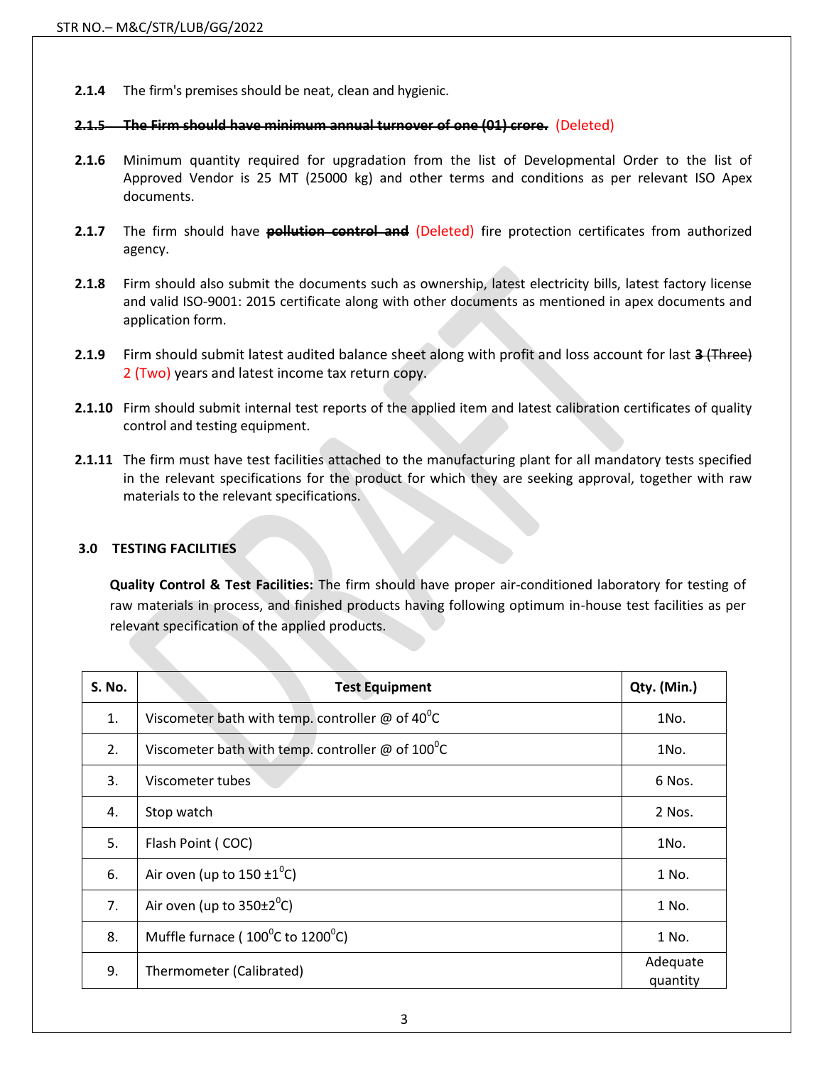**2.1.4** The firm's premises should be neat, clean and hygienic.

~~**2.1.5 The Firm should have minimum annual turnover of one (01) crore.**~~ (Deleted)

**2.1.6** Minimum quantity required for upgradation from the list of Developmental Order to the list of Approved Vendor is 25 MT (25000 kg) and other terms and conditions as per relevant ISO Apex documents.

**2.1.7** The firm should have ~~**pollution control and**~~ (Deleted) fire protection certificates from authorized agency.

**2.1.8** Firm should also submit the documents such as ownership, latest electricity bills, latest factory license and valid ISO-9001: 2015 certificate along with other documents as mentioned in apex documents and application form.

**2.1.9** Firm should submit latest audited balance sheet along with profit and loss account for last ~~**3** (Three)~~ 2 (Two) years and latest income tax return copy.

**2.1.10** Firm should submit internal test reports of the applied item and latest calibration certificates of quality control and testing equipment.

**2.1.11** The firm must have test facilities attached to the manufacturing plant for all mandatory tests specified in the relevant specifications for the product for which they are seeking approval, together with raw materials to the relevant specifications.

## 3.0 TESTING FACILITIES

**Quality Control & Test Facilities:** The firm should have proper air-conditioned laboratory for testing of raw materials in process, and finished products having following optimum in-house test facilities as per relevant specification of the applied products.

| S. No. | Test Equipment | Qty. (Min.) |
|---|---|---|
| 1. | Viscometer bath with temp. controller @ of 40$^0$C | 1No. |
| 2. | Viscometer bath with temp. controller @ of 100$^0$C | 1No. |
| 3. | Viscometer tubes | 6 Nos. |
| 4. | Stop watch | 2 Nos. |
| 5. | Flash Point ( COC) | 1No. |
| 6. | Air oven (up to 150 ±1$^0$C) | 1 No. |
| 7. | Air oven (up to 350±2$^0$C) | 1 No. |
| 8. | Muffle furnace ( 100$^0$C to 1200$^0$C) | 1 No. |
| 9. | Thermometer (Calibrated) | Adequate quantity |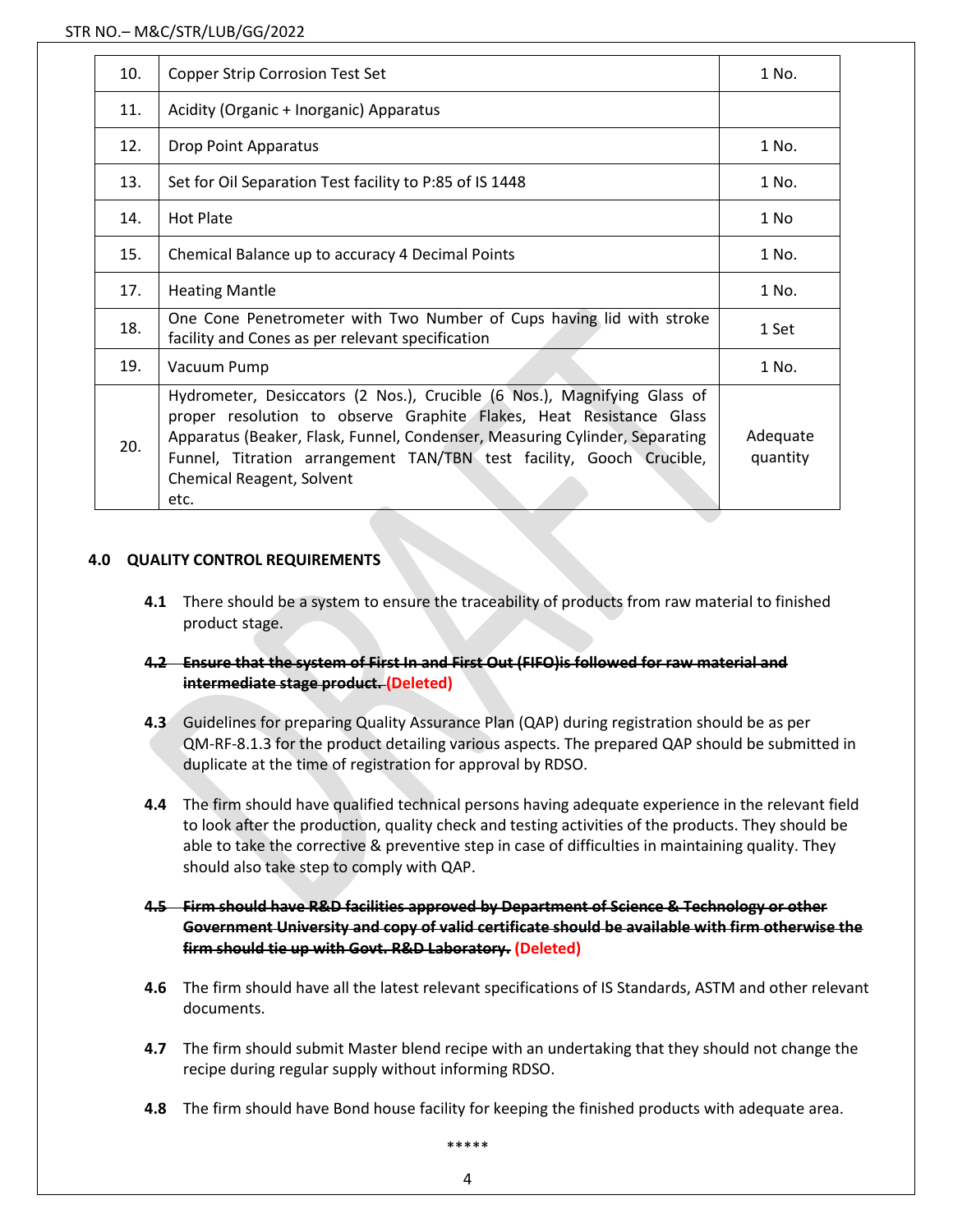| | | |
|---|---|---|
| 10. | Copper Strip Corrosion Test Set | 1 No. |
| 11. | Acidity (Organic + Inorganic) Apparatus | |
| 12. | Drop Point Apparatus | 1 No. |
| 13. | Set for Oil Separation Test facility to P:85 of IS 1448 | 1 No. |
| 14. | Hot Plate | 1 No |
| 15. | Chemical Balance up to accuracy 4 Decimal Points | 1 No. |
| 17. | Heating Mantle | 1 No. |
| 18. | One Cone Penetrometer with Two Number of Cups having lid with stroke facility and Cones as per relevant specification | 1 Set |
| 19. | Vacuum Pump | 1 No. |
| 20. | Hydrometer, Desiccators (2 Nos.), Crucible (6 Nos.), Magnifying Glass of proper resolution to observe Graphite Flakes, Heat Resistance Glass Apparatus (Beaker, Flask, Funnel, Condenser, Measuring Cylinder, Separating Funnel, Titration arrangement TAN/TBN test facility, Gooch Crucible, Chemical Reagent, Solvent etc. | Adequate quantity |

## 4.0 QUALITY CONTROL REQUIREMENTS

**4.1** There should be a system to ensure the traceability of products from raw material to finished product stage.

~~**4.2 Ensure that the system of First In and First Out (FIFO)is followed for raw material and intermediate stage product.**~~ **(Deleted)**

**4.3** Guidelines for preparing Quality Assurance Plan (QAP) during registration should be as per QM-RF-8.1.3 for the product detailing various aspects. The prepared QAP should be submitted in duplicate at the time of registration for approval by RDSO.

**4.4** The firm should have qualified technical persons having adequate experience in the relevant field to look after the production, quality check and testing activities of the products. They should be able to take the corrective & preventive step in case of difficulties in maintaining quality. They should also take step to comply with QAP.

~~**4.5 Firm should have R&D facilities approved by Department of Science & Technology or other Government University and copy of valid certificate should be available with firm otherwise the firm should tie up with Govt. R&D Laboratory.**~~ **(Deleted)**

**4.6** The firm should have all the latest relevant specifications of IS Standards, ASTM and other relevant documents.

**4.7** The firm should submit Master blend recipe with an undertaking that they should not change the recipe during regular supply without informing RDSO.

**4.8** The firm should have Bond house facility for keeping the finished products with adequate area.

*****